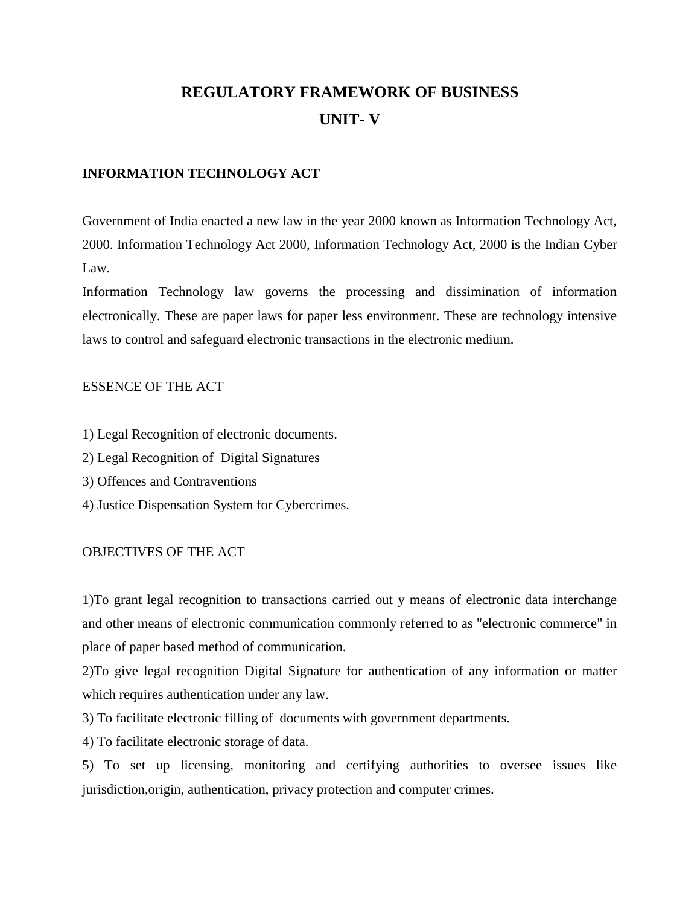# REGULATORY FRAMEWORK OF BUSINESS

# UNIT- V

## INFORMATION TECHNOLOGY ACT

Government of India enacted a new law in the year 2000 known as Information Technology Act, 2000. Information Technology Act 2000, Information Technology Act, 2000 is the Indian Cyber Law.

Information Technology law governs the processing and dissimination of information electronically. These are paper laws for paper less environment. These are technology intensive laws to control and safeguard electronic transactions in the electronic medium.

### ESSENCE OF THE ACT

1) Legal Recognition of electronic documents.
2) Legal Recognition of Digital Signatures
3) Offences and Contraventions
4) Justice Dispensation System for Cybercrimes.

### OBJECTIVES OF THE ACT

1)To grant legal recognition to transactions carried out y means of electronic data interchange and other means of electronic communication commonly referred to as "electronic commerce" in place of paper based method of communication.

2)To give legal recognition Digital Signature for authentication of any information or matter which requires authentication under any law.

3) To facilitate electronic filling of documents with government departments.

4) To facilitate electronic storage of data.

5) To set up licensing, monitoring and certifying authorities to oversee issues like jurisdiction,origin, authentication, privacy protection and computer crimes.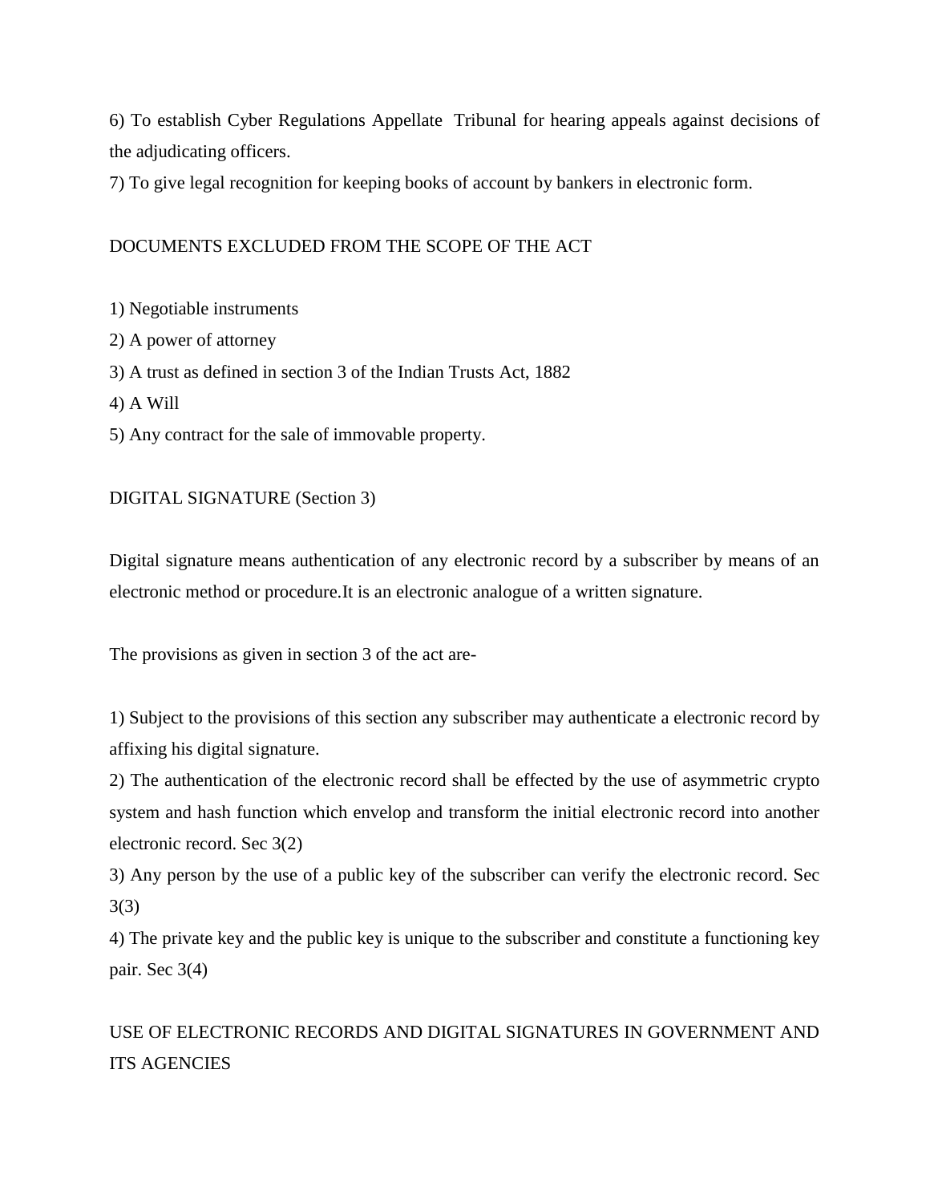6) To establish Cyber Regulations Appellate Tribunal for hearing appeals against decisions of the adjudicating officers.

7) To give legal recognition for keeping books of account by bankers in electronic form.

## DOCUMENTS EXCLUDED FROM THE SCOPE OF THE ACT

1) Negotiable instruments
2) A power of attorney
3) A trust as defined in section 3 of the Indian Trusts Act, 1882
4) A Will
5) Any contract for the sale of immovable property.

## DIGITAL SIGNATURE (Section 3)

Digital signature means authentication of any electronic record by a subscriber by means of an electronic method or procedure.It is an electronic analogue of a written signature.

The provisions as given in section 3 of the act are-

1) Subject to the provisions of this section any subscriber may authenticate a electronic record by affixing his digital signature.
2) The authentication of the electronic record shall be effected by the use of asymmetric crypto system and hash function which envelop and transform the initial electronic record into another electronic record. Sec 3(2)
3) Any person by the use of a public key of the subscriber can verify the electronic record. Sec 3(3)
4) The private key and the public key is unique to the subscriber and constitute a functioning key pair. Sec 3(4)

## USE OF ELECTRONIC RECORDS AND DIGITAL SIGNATURES IN GOVERNMENT AND ITS AGENCIES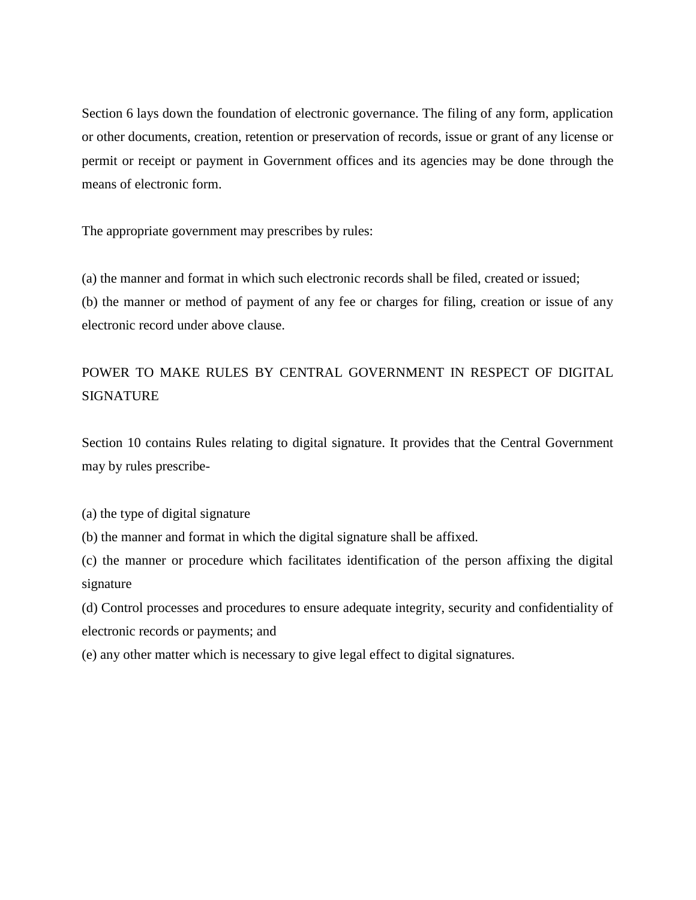Section 6 lays down the foundation of electronic governance. The filing of any form, application or other documents, creation, retention or preservation of records, issue or grant of any license or permit or receipt or payment in Government offices and its agencies may be done through the means of electronic form.

The appropriate government may prescribes by rules:

(a) the manner and format in which such electronic records shall be filed, created or issued;
(b) the manner or method of payment of any fee or charges for filing, creation or issue of any electronic record under above clause.

## POWER TO MAKE RULES BY CENTRAL GOVERNMENT IN RESPECT OF DIGITAL SIGNATURE

Section 10 contains Rules relating to digital signature. It provides that the Central Government may by rules prescribe-

(a) the type of digital signature
(b) the manner and format in which the digital signature shall be affixed.
(c) the manner or procedure which facilitates identification of the person affixing the digital signature
(d) Control processes and procedures to ensure adequate integrity, security and confidentiality of electronic records or payments; and
(e) any other matter which is necessary to give legal effect to digital signatures.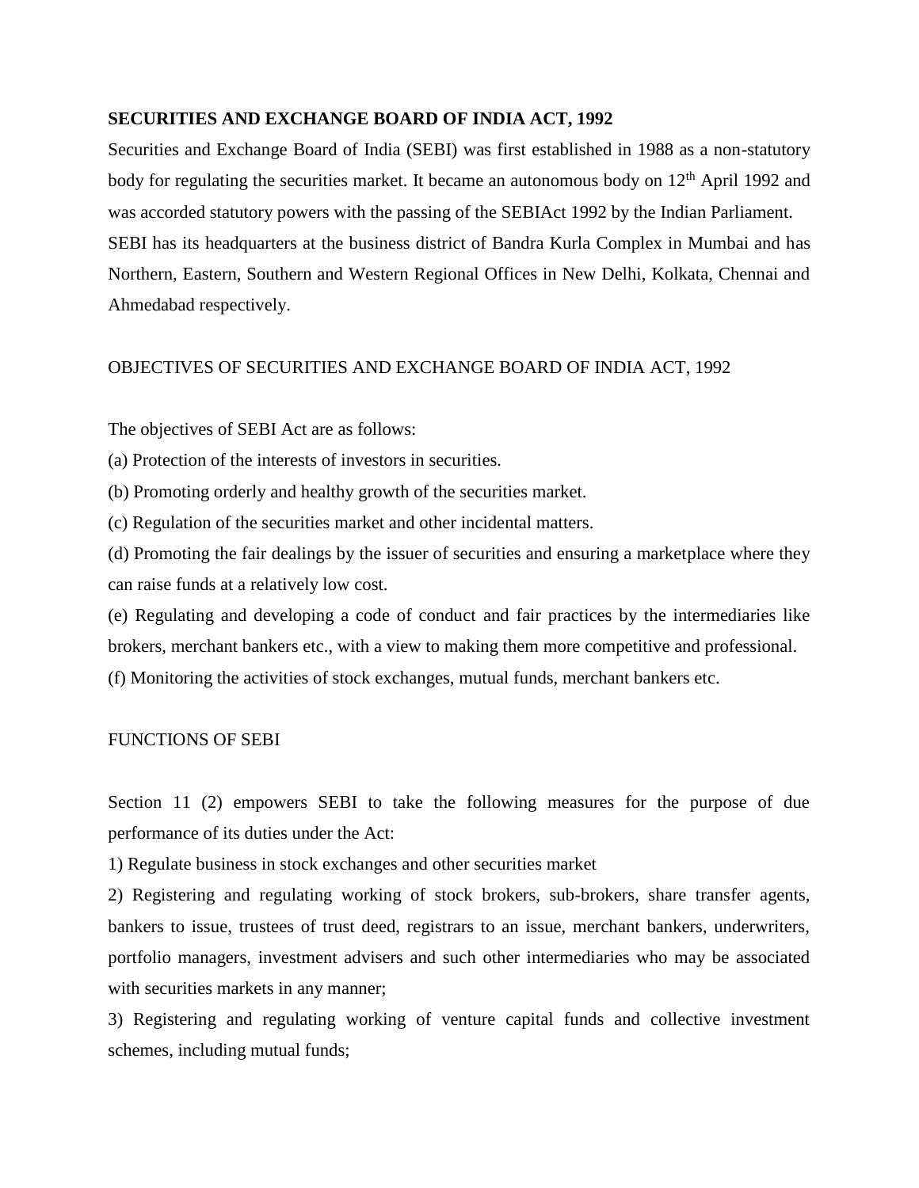**SECURITIES AND EXCHANGE BOARD OF INDIA ACT, 1992**

Securities and Exchange Board of India (SEBI) was first established in 1988 as a non-statutory body for regulating the securities market. It became an autonomous body on 12th April 1992 and was accorded statutory powers with the passing of the SEBIAct 1992 by the Indian Parliament. SEBI has its headquarters at the business district of Bandra Kurla Complex in Mumbai and has Northern, Eastern, Southern and Western Regional Offices in New Delhi, Kolkata, Chennai and Ahmedabad respectively.

OBJECTIVES OF SECURITIES AND EXCHANGE BOARD OF INDIA ACT, 1992

The objectives of SEBI Act are as follows:

(a) Protection of the interests of investors in securities.

(b) Promoting orderly and healthy growth of the securities market.

(c) Regulation of the securities market and other incidental matters.

(d) Promoting the fair dealings by the issuer of securities and ensuring a marketplace where they can raise funds at a relatively low cost.

(e) Regulating and developing a code of conduct and fair practices by the intermediaries like brokers, merchant bankers etc., with a view to making them more competitive and professional.

(f) Monitoring the activities of stock exchanges, mutual funds, merchant bankers etc.

FUNCTIONS OF SEBI

Section 11 (2) empowers SEBI to take the following measures for the purpose of due performance of its duties under the Act:

1) Regulate business in stock exchanges and other securities market

2) Registering and regulating working of stock brokers, sub-brokers, share transfer agents, bankers to issue, trustees of trust deed, registrars to an issue, merchant bankers, underwriters, portfolio managers, investment advisers and such other intermediaries who may be associated with securities markets in any manner;

3) Registering and regulating working of venture capital funds and collective investment schemes, including mutual funds;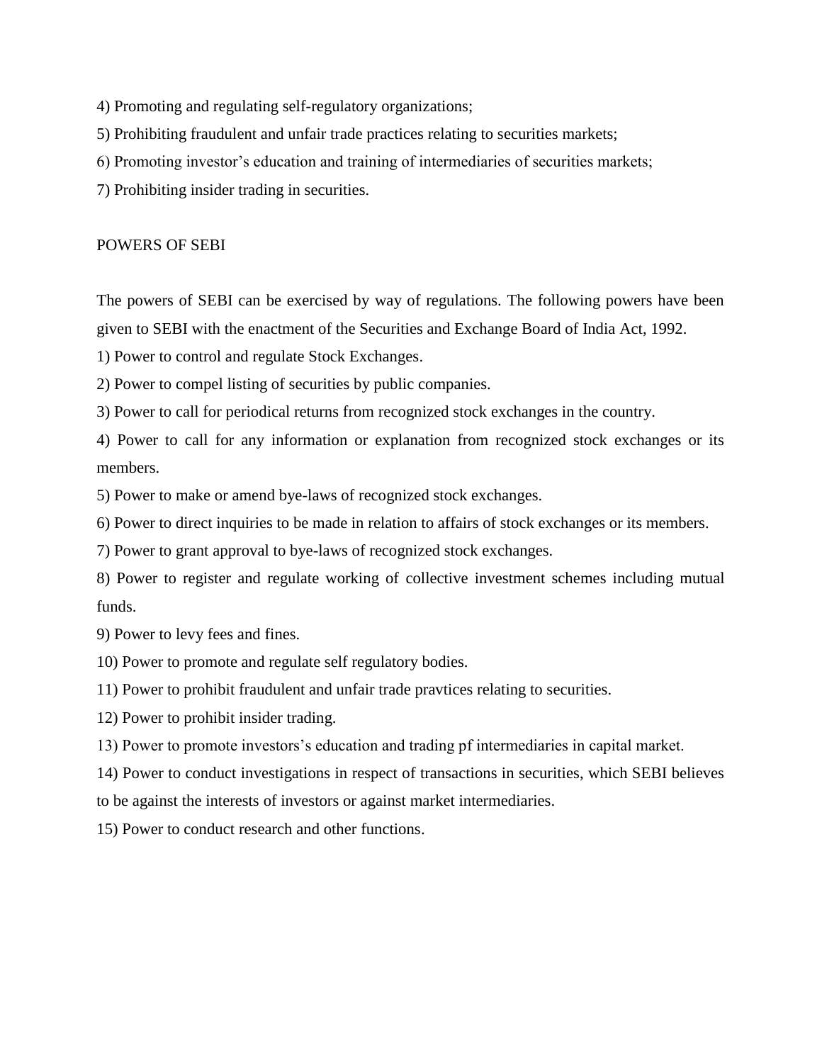4) Promoting and regulating self-regulatory organizations;

5) Prohibiting fraudulent and unfair trade practices relating to securities markets;

6) Promoting investor's education and training of intermediaries of securities markets;

7) Prohibiting insider trading in securities.

## POWERS OF SEBI

The powers of SEBI can be exercised by way of regulations. The following powers have been given to SEBI with the enactment of the Securities and Exchange Board of India Act, 1992.

1) Power to control and regulate Stock Exchanges.

2) Power to compel listing of securities by public companies.

3) Power to call for periodical returns from recognized stock exchanges in the country.

4) Power to call for any information or explanation from recognized stock exchanges or its members.

5) Power to make or amend bye-laws of recognized stock exchanges.

6) Power to direct inquiries to be made in relation to affairs of stock exchanges or its members.

7) Power to grant approval to bye-laws of recognized stock exchanges.

8) Power to register and regulate working of collective investment schemes including mutual funds.

9) Power to levy fees and fines.

10) Power to promote and regulate self regulatory bodies.

11) Power to prohibit fraudulent and unfair trade pravtices relating to securities.

12) Power to prohibit insider trading.

13) Power to promote investors's education and trading pf intermediaries in capital market.

14) Power to conduct investigations in respect of transactions in securities, which SEBI believes to be against the interests of investors or against market intermediaries.

15) Power to conduct research and other functions.